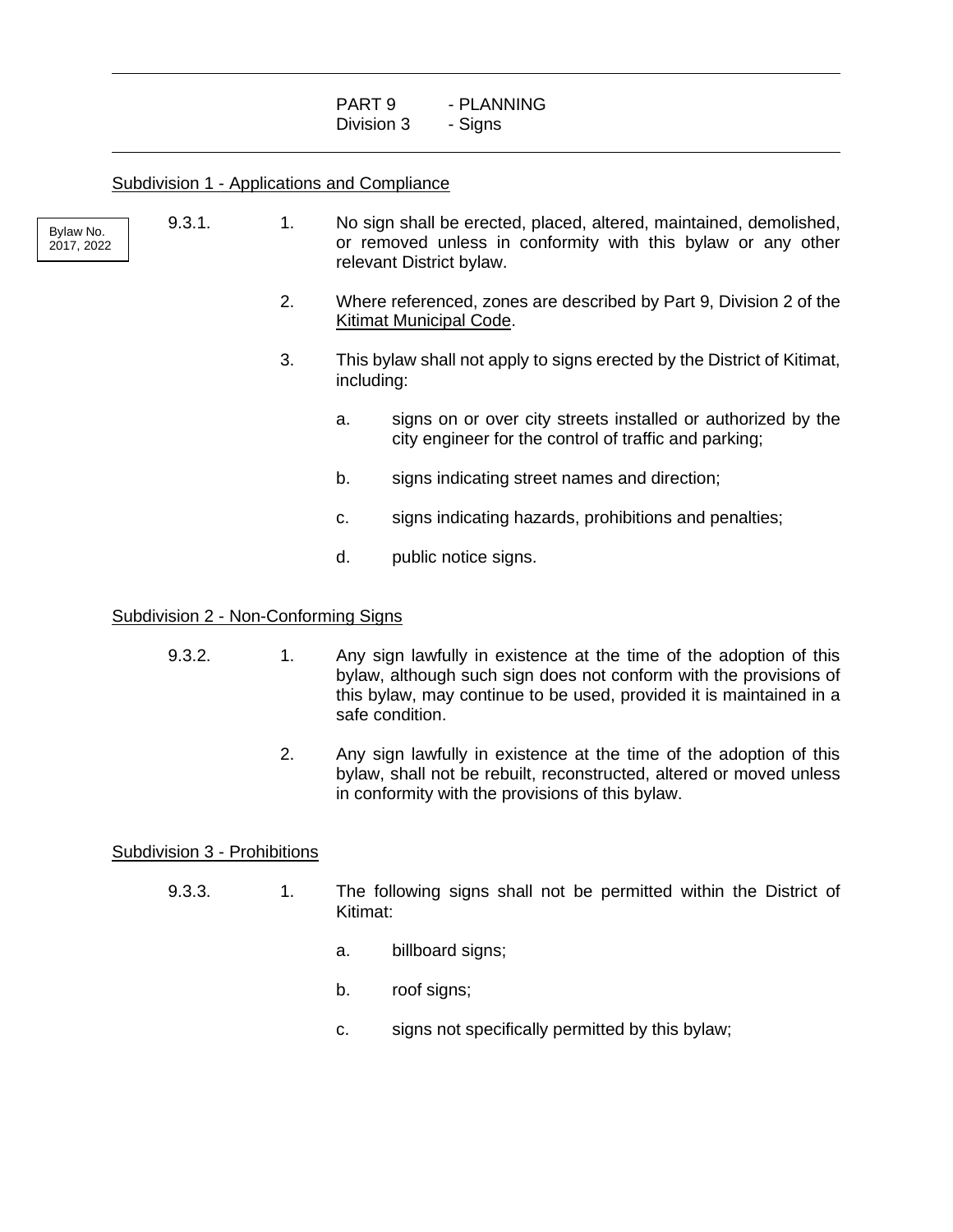PART 9 - PLANNING
Division 3 - Signs

Subdivision 1 - Applications and Compliance

Bylaw No. 2017, 2022

9.3.1.

1. No sign shall be erected, placed, altered, maintained, demolished, or removed unless in conformity with this bylaw or any other relevant District bylaw.

2. Where referenced, zones are described by Part 9, Division 2 of the Kitimat Municipal Code.

3. This bylaw shall not apply to signs erected by the District of Kitimat, including:

   a. signs on or over city streets installed or authorized by the city engineer for the control of traffic and parking;

   b. signs indicating street names and direction;

   c. signs indicating hazards, prohibitions and penalties;

   d. public notice signs.

Subdivision 2 - Non-Conforming Signs

9.3.2.

1. Any sign lawfully in existence at the time of the adoption of this bylaw, although such sign does not conform with the provisions of this bylaw, may continue to be used, provided it is maintained in a safe condition.

2. Any sign lawfully in existence at the time of the adoption of this bylaw, shall not be rebuilt, reconstructed, altered or moved unless in conformity with the provisions of this bylaw.

Subdivision 3 - Prohibitions

9.3.3.

1. The following signs shall not be permitted within the District of Kitimat:

   a. billboard signs;

   b. roof signs;

   c. signs not specifically permitted by this bylaw;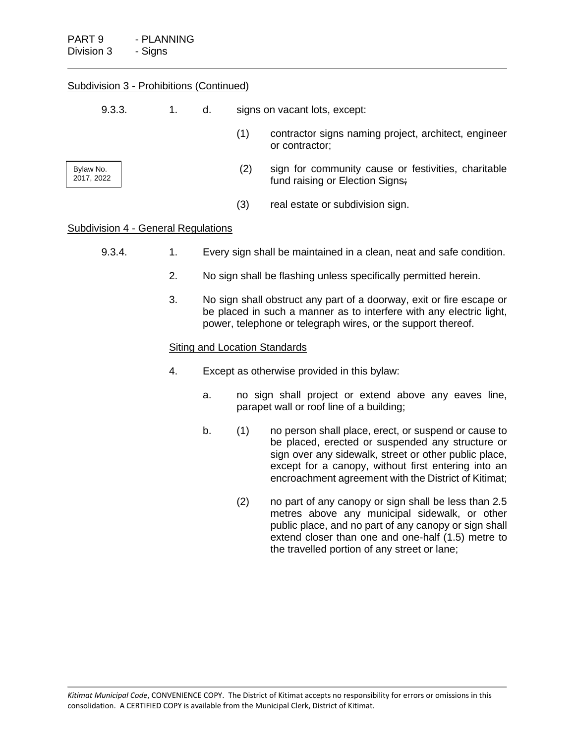Subdivision 3 - Prohibitions (Continued)

9.3.3. 1. d. signs on vacant lots, except:

(1) contractor signs naming project, architect, engineer or contractor;

Bylaw No. 2017, 2022

(2) sign for community cause or festivities, charitable fund raising or Election Signs~~;~~

(3) real estate or subdivision sign.

Subdivision 4 - General Regulations

9.3.4. 1. Every sign shall be maintained in a clean, neat and safe condition.

2. No sign shall be flashing unless specifically permitted herein.

3. No sign shall obstruct any part of a doorway, exit or fire escape or be placed in such a manner as to interfere with any electric light, power, telephone or telegraph wires, or the support thereof.

Siting and Location Standards

4. Except as otherwise provided in this bylaw:

a. no sign shall project or extend above any eaves line, parapet wall or roof line of a building;

b. (1) no person shall place, erect, or suspend or cause to be placed, erected or suspended any structure or sign over any sidewalk, street or other public place, except for a canopy, without first entering into an encroachment agreement with the District of Kitimat;

(2) no part of any canopy or sign shall be less than 2.5 metres above any municipal sidewalk, or other public place, and no part of any canopy or sign shall extend closer than one and one-half (1.5) metre to the travelled portion of any street or lane;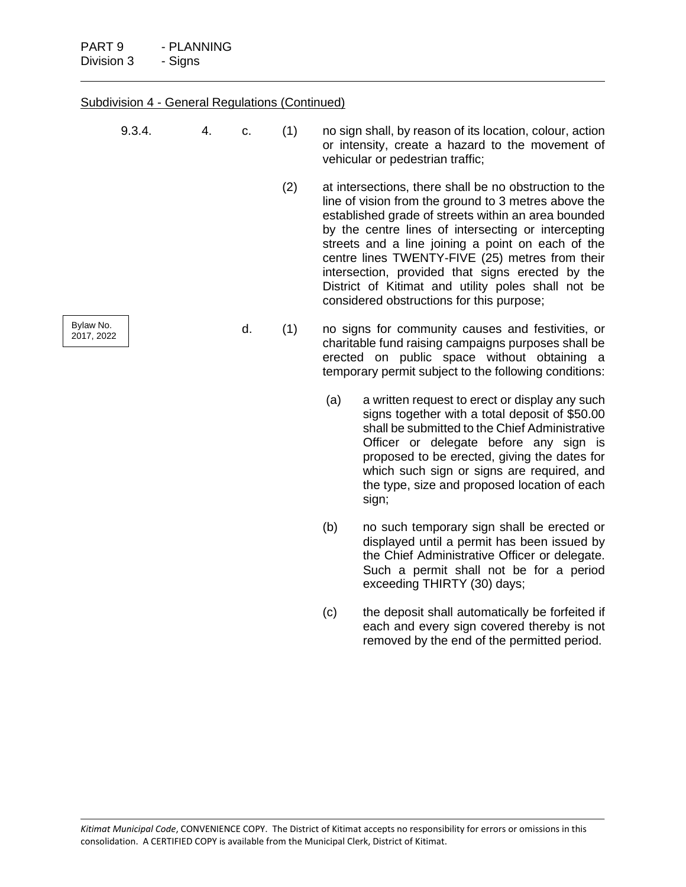## Subdivision 4 - General Regulations (Continued)

9.3.4. 4. c. (1) no sign shall, by reason of its location, colour, action or intensity, create a hazard to the movement of vehicular or pedestrian traffic;

(2) at intersections, there shall be no obstruction to the line of vision from the ground to 3 metres above the established grade of streets within an area bounded by the centre lines of intersecting or intercepting streets and a line joining a point on each of the centre lines TWENTY-FIVE (25) metres from their intersection, provided that signs erected by the District of Kitimat and utility poles shall not be considered obstructions for this purpose;

Bylaw No. 2017, 2022

d. (1) no signs for community causes and festivities, or charitable fund raising campaigns purposes shall be erected on public space without obtaining a temporary permit subject to the following conditions:

(a) a written request to erect or display any such signs together with a total deposit of $50.00 shall be submitted to the Chief Administrative Officer or delegate before any sign is proposed to be erected, giving the dates for which such sign or signs are required, and the type, size and proposed location of each sign;

(b) no such temporary sign shall be erected or displayed until a permit has been issued by the Chief Administrative Officer or delegate. Such a permit shall not be for a period exceeding THIRTY (30) days;

(c) the deposit shall automatically be forfeited if each and every sign covered thereby is not removed by the end of the permitted period.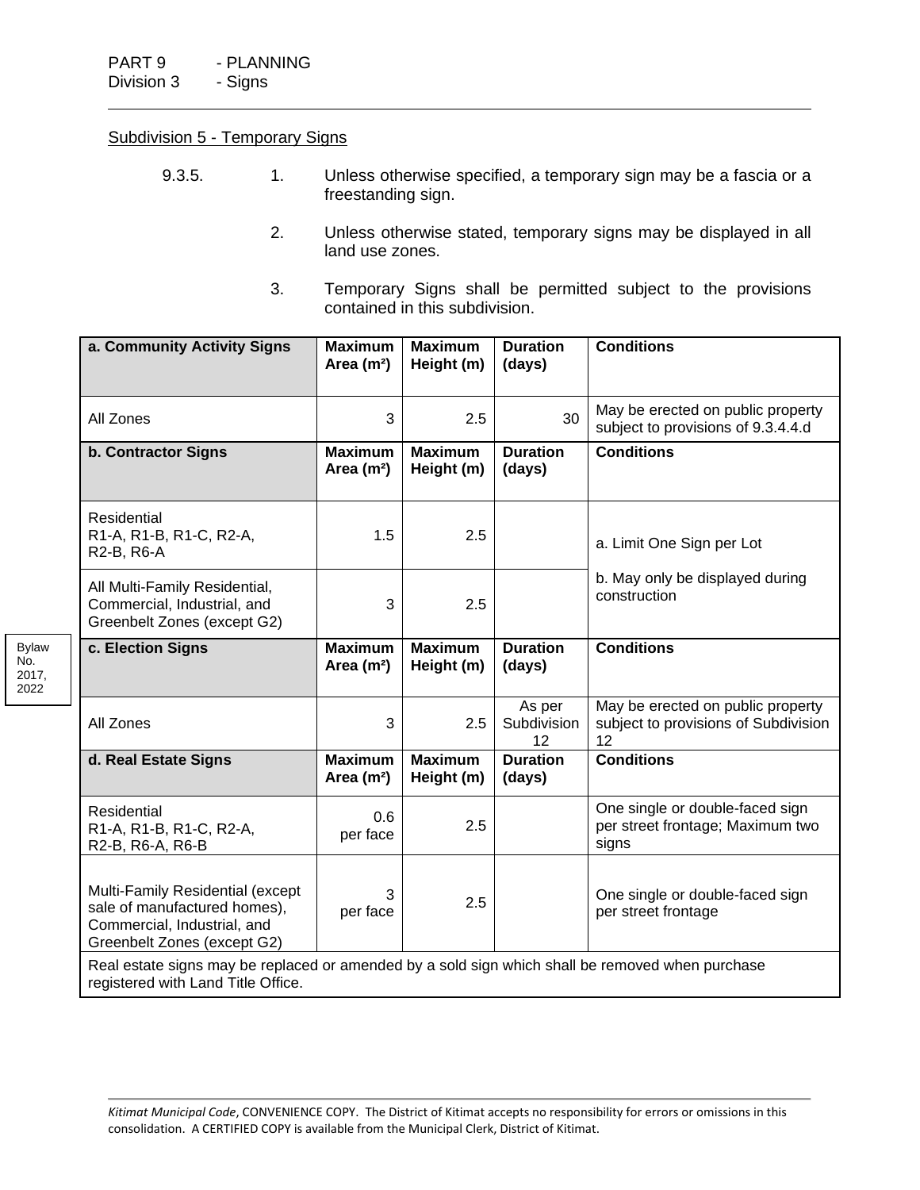PART 9 - PLANNING
Division 3 - Signs

Subdivision 5 - Temporary Signs

9.3.5. 1. Unless otherwise specified, a temporary sign may be a fascia or a freestanding sign.

2. Unless otherwise stated, temporary signs may be displayed in all land use zones.

3. Temporary Signs shall be permitted subject to the provisions contained in this subdivision.

| a. Community Activity Signs | Maximum Area (m²) | Maximum Height (m) | Duration (days) | Conditions |
|---|---|---|---|---|
| All Zones | 3 | 2.5 | 30 | May be erected on public property subject to provisions of 9.3.4.4.d |
| **b. Contractor Signs** | **Maximum Area (m²)** | **Maximum Height (m)** | **Duration (days)** | **Conditions** |
| Residential R1-A, R1-B, R1-C, R2-A, R2-B, R6-A | 1.5 | 2.5 | | a. Limit One Sign per Lot<br>b. May only be displayed during construction |
| All Multi-Family Residential, Commercial, Industrial, and Greenbelt Zones (except G2) | 3 | 2.5 | | |
| **c. Election Signs** | **Maximum Area (m²)** | **Maximum Height (m)** | **Duration (days)** | **Conditions** |
| All Zones | 3 | 2.5 | As per Subdivision 12 | May be erected on public property subject to provisions of Subdivision 12 |
| **d. Real Estate Signs** | **Maximum Area (m²)** | **Maximum Height (m)** | **Duration (days)** | **Conditions** |
| Residential R1-A, R1-B, R1-C, R2-A, R2-B, R6-A, R6-B | 0.6 per face | 2.5 | | One single or double-faced sign per street frontage; Maximum two signs |
| Multi-Family Residential (except sale of manufactured homes), Commercial, Industrial, and Greenbelt Zones (except G2) | 3 per face | 2.5 | | One single or double-faced sign per street frontage |
| Real estate signs may be replaced or amended by a sold sign which shall be removed when purchase registered with Land Title Office. | | | | |

Bylaw No. 2017, 2022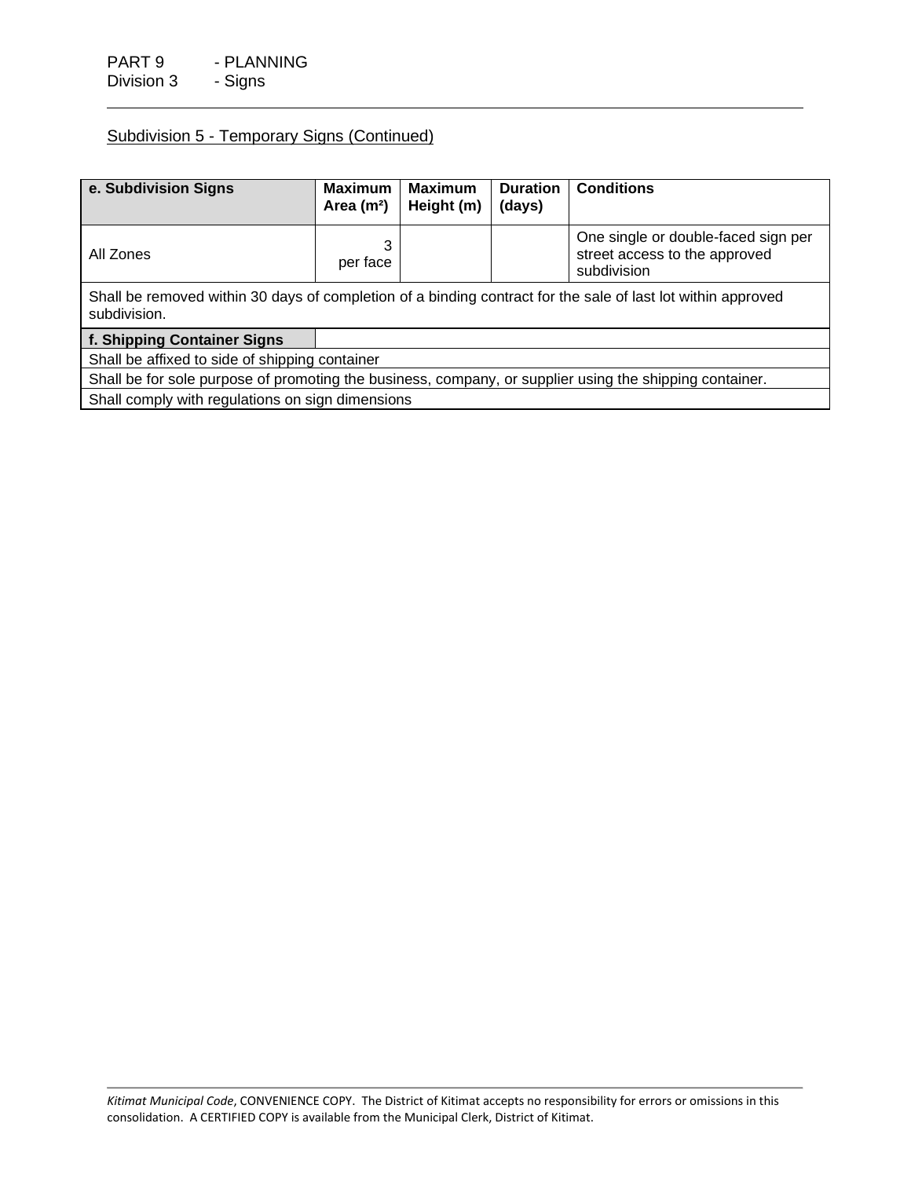PART 9 - PLANNING
Division 3 - Signs

## Subdivision 5 - Temporary Signs (Continued)

| e. Subdivision Signs | Maximum Area (m²) | Maximum Height (m) | Duration (days) | Conditions |
| --- | --- | --- | --- | --- |
| All Zones | 3 per face | | | One single or double-faced sign per street access to the approved subdivision |
| Shall be removed within 30 days of completion of a binding contract for the sale of last lot within approved subdivision. | | | | |
| **f. Shipping Container Signs** | | | | |
| Shall be affixed to side of shipping container | | | | |
| Shall be for sole purpose of promoting the business, company, or supplier using the shipping container. | | | | |
| Shall comply with regulations on sign dimensions | | | | |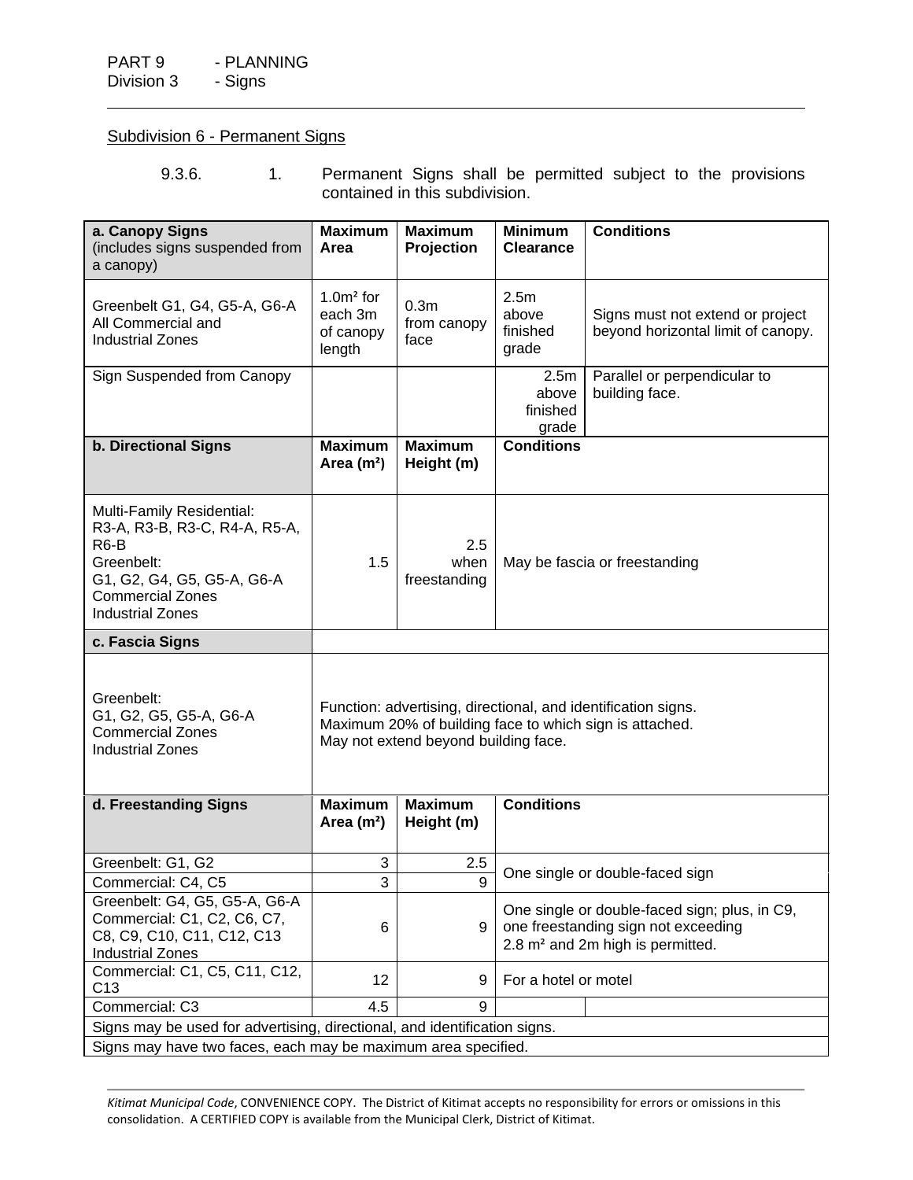PART 9 - PLANNING
Division 3 - Signs

Subdivision 6 - Permanent Signs

9.3.6. 1. Permanent Signs shall be permitted subject to the provisions contained in this subdivision.

| **a. Canopy Signs** (includes signs suspended from a canopy) | **Maximum Area** | **Maximum Projection** | **Minimum Clearance** | **Conditions** |
|---|---|---|---|---|
| Greenbelt G1, G4, G5-A, G6-A<br>All Commercial and Industrial Zones | $1.0m^2$ for each 3m of canopy length | 0.3m from canopy face | 2.5m above finished grade | Signs must not extend or project beyond horizontal limit of canopy. |
| Sign Suspended from Canopy | | | 2.5m above finished grade | Parallel or perpendicular to building face. |
| **b. Directional Signs** | **Maximum Area ($m^2$)** | **Maximum Height (m)** | **Conditions** | |
| Multi-Family Residential:<br>R3-A, R3-B, R3-C, R4-A, R5-A, R6-B<br>Greenbelt:<br>G1, G2, G4, G5, G5-A, G6-A<br>Commercial Zones<br>Industrial Zones | 1.5 | 2.5 when freestanding | May be fascia or freestanding | |
| **c. Fascia Signs** | | | | |
| Greenbelt:<br>G1, G2, G5, G5-A, G6-A<br>Commercial Zones<br>Industrial Zones | Function: advertising, directional, and identification signs.<br>Maximum 20% of building face to which sign is attached.<br>May not extend beyond building face. | | | |
| **d. Freestanding Signs** | **Maximum Area ($m^2$)** | **Maximum Height (m)** | **Conditions** | |
| Greenbelt: G1, G2 | 3 | 2.5 | One single or double-faced sign | |
| Commercial: C4, C5 | 3 | 9 | One single or double-faced sign | |
| Greenbelt: G4, G5, G5-A, G6-A<br>Commercial: C1, C2, C6, C7, C8, C9, C10, C11, C12, C13<br>Industrial Zones | 6 | 9 | One single or double-faced sign; plus, in C9, one freestanding sign not exceeding $2.8 m^2$ and 2m high is permitted. | |
| Commercial: C1, C5, C11, C12, C13 | 12 | 9 | For a hotel or motel | |
| Commercial: C3 | 4.5 | 9 | | |
| Signs may be used for advertising, directional, and identification signs. | | | | |
| Signs may have two faces, each may be maximum area specified. | | | | |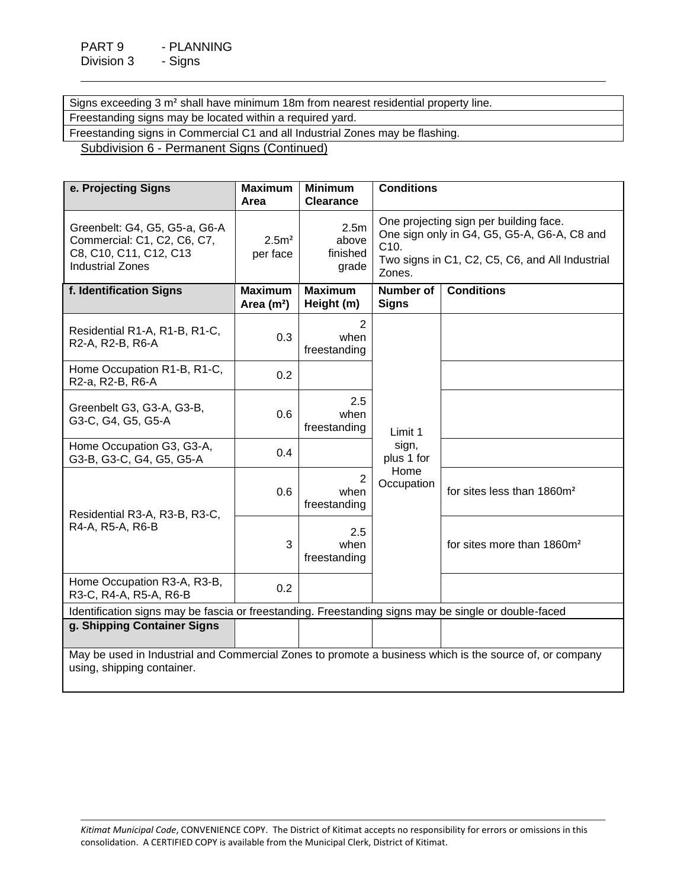| Signs exceeding 3 m² shall have minimum 18m from nearest residential property line. |
|---|
| Freestanding signs may be located within a required yard. |
| Freestanding signs in Commercial C1 and all Industrial Zones may be flashing. |

Subdivision 6 - Permanent Signs (Continued)

| **e. Projecting Signs** | **Maximum Area** | **Minimum Clearance** | **Conditions** |
|---|---|---|---|
| Greenbelt: G4, G5, G5-a, G6-A Commercial: C1, C2, C6, C7, C8, C10, C11, C12, C13 Industrial Zones | 2.5m² per face | 2.5m above finished grade | One projecting sign per building face. One sign only in G4, G5, G5-A, G6-A, C8 and C10. Two signs in C1, C2, C5, C6, and All Industrial Zones. |

| **f. Identification Signs** | **Maximum Area (m²)** | **Maximum Height (m)** | **Number of Signs** | **Conditions** |
|---|---|---|---|---|
| Residential R1-A, R1-B, R1-C, R2-A, R2-B, R6-A | 0.3 | 2 when freestanding | Limit 1 sign, plus 1 for Home Occupation | |
| Home Occupation R1-B, R1-C, R2-a, R2-B, R6-A | 0.2 | | | |
| Greenbelt G3, G3-A, G3-B, G3-C, G4, G5, G5-A | 0.6 | 2.5 when freestanding | | |
| Home Occupation G3, G3-A, G3-B, G3-C, G4, G5, G5-A | 0.4 | | | |
| Residential R3-A, R3-B, R3-C, R4-A, R5-A, R6-B | 0.6 | 2 when freestanding | | for sites less than 1860m² |
| | 3 | 2.5 when freestanding | | for sites more than 1860m² |
| Home Occupation R3-A, R3-B, R3-C, R4-A, R5-A, R6-B | 0.2 | | | |
| Identification signs may be fascia or freestanding. Freestanding signs may be single or double-faced | | | | |
| **g. Shipping Container Signs** | | | | |
| May be used in Industrial and Commercial Zones to promote a business which is the source of, or company using, shipping container. | | | | |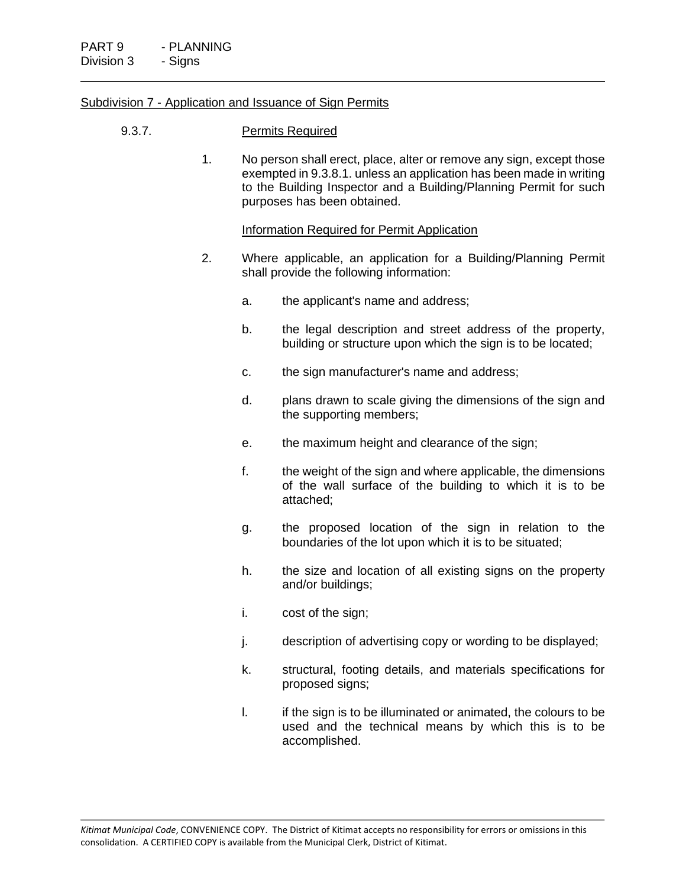## Subdivision 7 - Application and Issuance of Sign Permits

### 9.3.7. Permits Required

1. No person shall erect, place, alter or remove any sign, except those exempted in 9.3.8.1. unless an application has been made in writing to the Building Inspector and a Building/Planning Permit for such purposes has been obtained.

   Information Required for Permit Application

2. Where applicable, an application for a Building/Planning Permit shall provide the following information:

   a. the applicant's name and address;

   b. the legal description and street address of the property, building or structure upon which the sign is to be located;

   c. the sign manufacturer's name and address;

   d. plans drawn to scale giving the dimensions of the sign and the supporting members;

   e. the maximum height and clearance of the sign;

   f. the weight of the sign and where applicable, the dimensions of the wall surface of the building to which it is to be attached;

   g. the proposed location of the sign in relation to the boundaries of the lot upon which it is to be situated;

   h. the size and location of all existing signs on the property and/or buildings;

   i. cost of the sign;

   j. description of advertising copy or wording to be displayed;

   k. structural, footing details, and materials specifications for proposed signs;

   l. if the sign is to be illuminated or animated, the colours to be used and the technical means by which this is to be accomplished.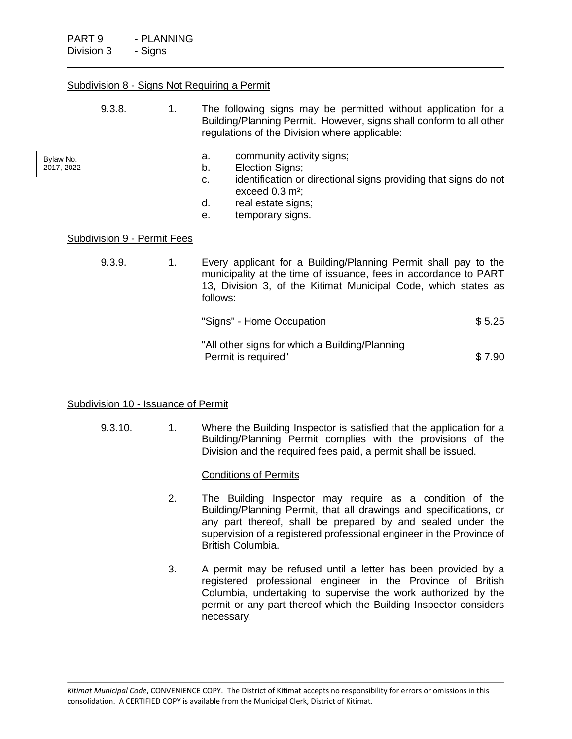PART 9 - PLANNING
Division 3 - Signs

Subdivision 8 - Signs Not Requiring a Permit

9.3.8. 1. The following signs may be permitted without application for a Building/Planning Permit. However, signs shall conform to all other regulations of the Division where applicable:

Bylaw No. 2017, 2022

a. community activity signs;
b. Election Signs;
c. identification or directional signs providing that signs do not exceed 0.3 m²;
d. real estate signs;
e. temporary signs.

Subdivision 9 - Permit Fees

9.3.9. 1. Every applicant for a Building/Planning Permit shall pay to the municipality at the time of issuance, fees in accordance to PART 13, Division 3, of the Kitimat Municipal Code, which states as follows:

"Signs" - Home Occupation $ 5.25

"All other signs for which a Building/Planning Permit is required" $ 7.90

Subdivision 10 - Issuance of Permit

9.3.10. 1. Where the Building Inspector is satisfied that the application for a Building/Planning Permit complies with the provisions of the Division and the required fees paid, a permit shall be issued.

Conditions of Permits

2. The Building Inspector may require as a condition of the Building/Planning Permit, that all drawings and specifications, or any part thereof, shall be prepared by and sealed under the supervision of a registered professional engineer in the Province of British Columbia.

3. A permit may be refused until a letter has been provided by a registered professional engineer in the Province of British Columbia, undertaking to supervise the work authorized by the permit or any part thereof which the Building Inspector considers necessary.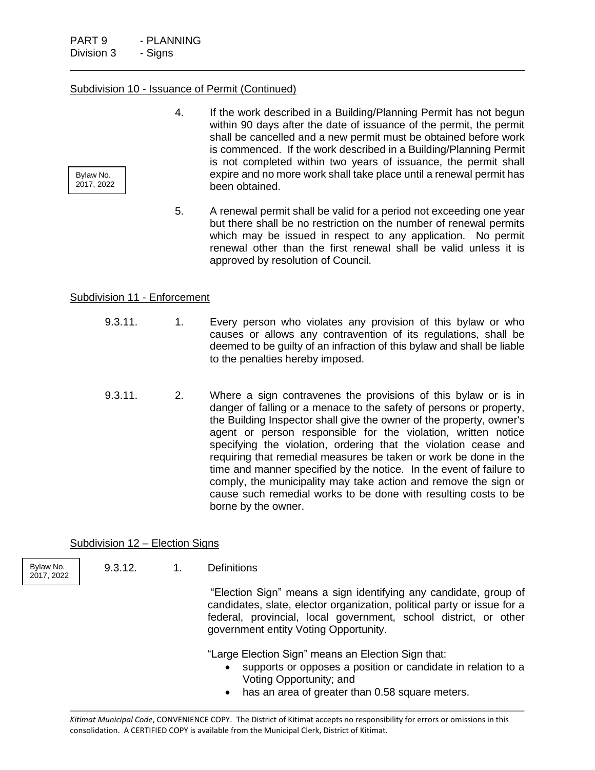## Subdivision 10 - Issuance of Permit (Continued)

Bylaw No. 2017, 2022

4. If the work described in a Building/Planning Permit has not begun within 90 days after the date of issuance of the permit, the permit shall be cancelled and a new permit must be obtained before work is commenced. If the work described in a Building/Planning Permit is not completed within two years of issuance, the permit shall expire and no more work shall take place until a renewal permit has been obtained.

5. A renewal permit shall be valid for a period not exceeding one year but there shall be no restriction on the number of renewal permits which may be issued in respect to any application. No permit renewal other than the first renewal shall be valid unless it is approved by resolution of Council.

## Subdivision 11 - Enforcement

9.3.11. 1. Every person who violates any provision of this bylaw or who causes or allows any contravention of its regulations, shall be deemed to be guilty of an infraction of this bylaw and shall be liable to the penalties hereby imposed.

9.3.11. 2. Where a sign contravenes the provisions of this bylaw or is in danger of falling or a menace to the safety of persons or property, the Building Inspector shall give the owner of the property, owner's agent or person responsible for the violation, written notice specifying the violation, ordering that the violation cease and requiring that remedial measures be taken or work be done in the time and manner specified by the notice. In the event of failure to comply, the municipality may take action and remove the sign or cause such remedial works to be done with resulting costs to be borne by the owner.

## Subdivision 12 – Election Signs

Bylaw No. 2017, 2022

9.3.12. 1. Definitions

"Election Sign" means a sign identifying any candidate, group of candidates, slate, elector organization, political party or issue for a federal, provincial, local government, school district, or other government entity Voting Opportunity.

"Large Election Sign" means an Election Sign that:

- supports or opposes a position or candidate in relation to a Voting Opportunity; and
- has an area of greater than 0.58 square meters.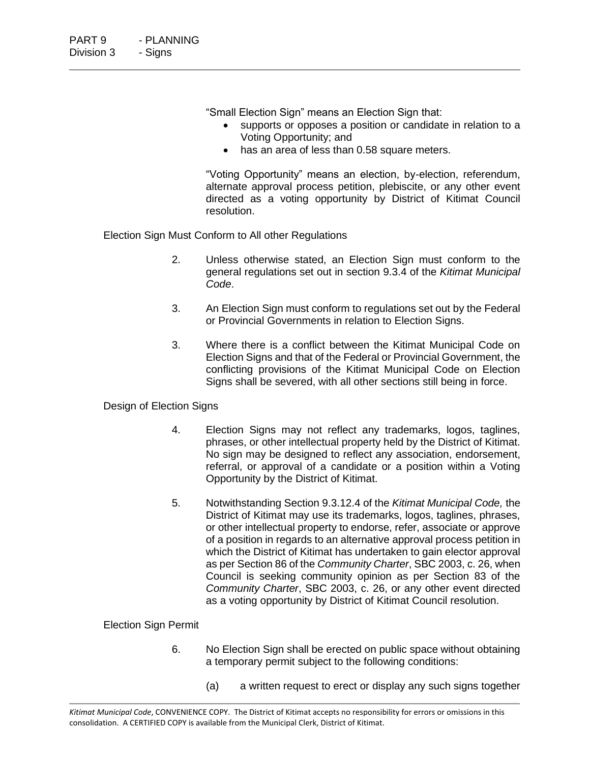"Small Election Sign" means an Election Sign that:

- supports or opposes a position or candidate in relation to a Voting Opportunity; and
- has an area of less than 0.58 square meters.

"Voting Opportunity" means an election, by-election, referendum, alternate approval process petition, plebiscite, or any other event directed as a voting opportunity by District of Kitimat Council resolution.

Election Sign Must Conform to All other Regulations

2. Unless otherwise stated, an Election Sign must conform to the general regulations set out in section 9.3.4 of the *Kitimat Municipal Code*.

3. An Election Sign must conform to regulations set out by the Federal or Provincial Governments in relation to Election Signs.

3. Where there is a conflict between the Kitimat Municipal Code on Election Signs and that of the Federal or Provincial Government, the conflicting provisions of the Kitimat Municipal Code on Election Signs shall be severed, with all other sections still being in force.

Design of Election Signs

4. Election Signs may not reflect any trademarks, logos, taglines, phrases, or other intellectual property held by the District of Kitimat. No sign may be designed to reflect any association, endorsement, referral, or approval of a candidate or a position within a Voting Opportunity by the District of Kitimat.

5. Notwithstanding Section 9.3.12.4 of the *Kitimat Municipal Code,* the District of Kitimat may use its trademarks, logos, taglines, phrases, or other intellectual property to endorse, refer, associate or approve of a position in regards to an alternative approval process petition in which the District of Kitimat has undertaken to gain elector approval as per Section 86 of the *Community Charter*, SBC 2003, c. 26, when Council is seeking community opinion as per Section 83 of the *Community Charter*, SBC 2003, c. 26, or any other event directed as a voting opportunity by District of Kitimat Council resolution.

Election Sign Permit

6. No Election Sign shall be erected on public space without obtaining a temporary permit subject to the following conditions:

   (a) a written request to erect or display any such signs together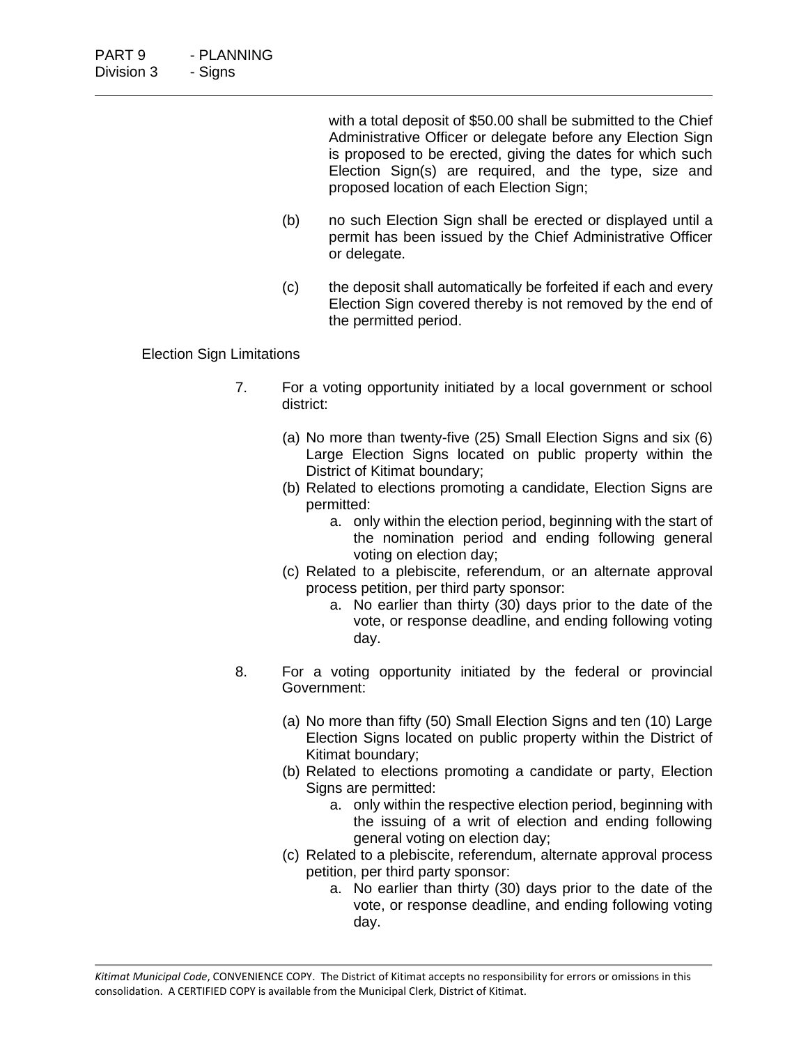with a total deposit of $50.00 shall be submitted to the Chief Administrative Officer or delegate before any Election Sign is proposed to be erected, giving the dates for which such Election Sign(s) are required, and the type, size and proposed location of each Election Sign;

(b) no such Election Sign shall be erected or displayed until a permit has been issued by the Chief Administrative Officer or delegate.

(c) the deposit shall automatically be forfeited if each and every Election Sign covered thereby is not removed by the end of the permitted period.

Election Sign Limitations

7. For a voting opportunity initiated by a local government or school district:

   (a) No more than twenty-five (25) Small Election Signs and six (6) Large Election Signs located on public property within the District of Kitimat boundary;
   (b) Related to elections promoting a candidate, Election Signs are permitted:
      a. only within the election period, beginning with the start of the nomination period and ending following general voting on election day;
   (c) Related to a plebiscite, referendum, or an alternate approval process petition, per third party sponsor:
      a. No earlier than thirty (30) days prior to the date of the vote, or response deadline, and ending following voting day.

8. For a voting opportunity initiated by the federal or provincial Government:

   (a) No more than fifty (50) Small Election Signs and ten (10) Large Election Signs located on public property within the District of Kitimat boundary;
   (b) Related to elections promoting a candidate or party, Election Signs are permitted:
      a. only within the respective election period, beginning with the issuing of a writ of election and ending following general voting on election day;
   (c) Related to a plebiscite, referendum, alternate approval process petition, per third party sponsor:
      a. No earlier than thirty (30) days prior to the date of the vote, or response deadline, and ending following voting day.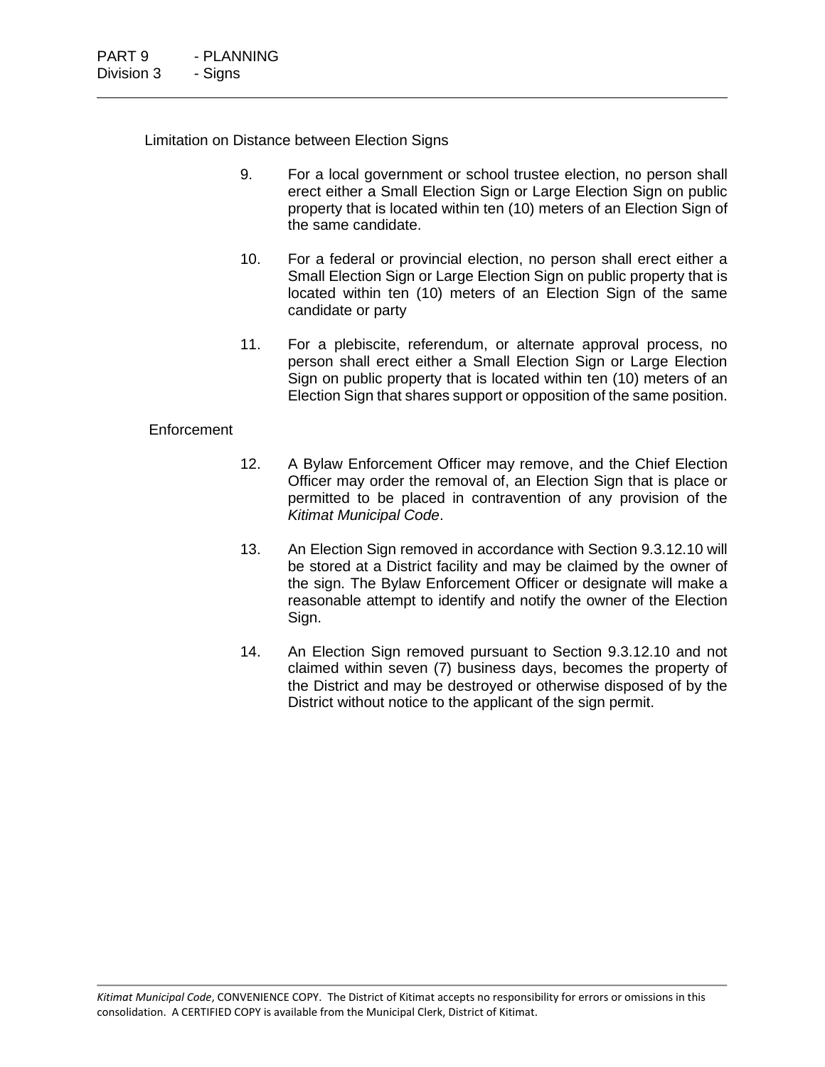Limitation on Distance between Election Signs

9. For a local government or school trustee election, no person shall erect either a Small Election Sign or Large Election Sign on public property that is located within ten (10) meters of an Election Sign of the same candidate.

10. For a federal or provincial election, no person shall erect either a Small Election Sign or Large Election Sign on public property that is located within ten (10) meters of an Election Sign of the same candidate or party

11. For a plebiscite, referendum, or alternate approval process, no person shall erect either a Small Election Sign or Large Election Sign on public property that is located within ten (10) meters of an Election Sign that shares support or opposition of the same position.

Enforcement

12. A Bylaw Enforcement Officer may remove, and the Chief Election Officer may order the removal of, an Election Sign that is place or permitted to be placed in contravention of any provision of the *Kitimat Municipal Code*.

13. An Election Sign removed in accordance with Section 9.3.12.10 will be stored at a District facility and may be claimed by the owner of the sign. The Bylaw Enforcement Officer or designate will make a reasonable attempt to identify and notify the owner of the Election Sign.

14. An Election Sign removed pursuant to Section 9.3.12.10 and not claimed within seven (7) business days, becomes the property of the District and may be destroyed or otherwise disposed of by the District without notice to the applicant of the sign permit.